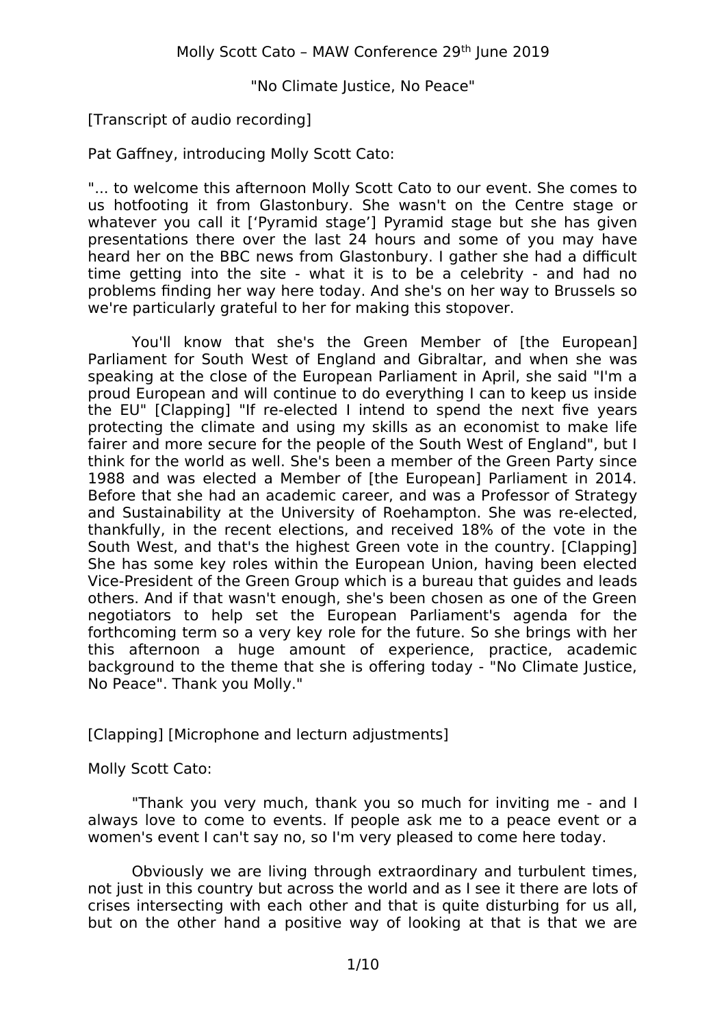Molly Scott Cato – MAW Conference 29th June 2019

"No Climate Justice, No Peace"

[Transcript of audio recording]

Pat Gaffney, introducing Molly Scott Cato:

"... to welcome this afternoon Molly Scott Cato to our event. She comes to us hotfooting it from Glastonbury. She wasn't on the Centre stage or whatever you call it [‘Pyramid stage’] Pyramid stage but she has given presentations there over the last 24 hours and some of you may have heard her on the BBC news from Glastonbury. I gather she had a difficult time getting into the site - what it is to be a celebrity - and had no problems finding her way here today. And she's on her way to Brussels so we're particularly grateful to her for making this stopover.

You'll know that she's the Green Member of [the European] Parliament for South West of England and Gibraltar, and when she was speaking at the close of the European Parliament in April, she said "I'm a proud European and will continue to do everything I can to keep us inside the EU" [Clapping] "If re-elected I intend to spend the next five years protecting the climate and using my skills as an economist to make life fairer and more secure for the people of the South West of England", but I think for the world as well. She's been a member of the Green Party since 1988 and was elected a Member of [the European] Parliament in 2014. Before that she had an academic career, and was a Professor of Strategy and Sustainability at the University of Roehampton. She was re-elected, thankfully, in the recent elections, and received 18% of the vote in the South West, and that's the highest Green vote in the country. [Clapping] She has some key roles within the European Union, having been elected Vice-President of the Green Group which is a bureau that guides and leads others. And if that wasn't enough, she's been chosen as one of the Green negotiators to help set the European Parliament's agenda for the forthcoming term so a very key role for the future. So she brings with her this afternoon a huge amount of experience, practice, academic background to the theme that she is offering today - "No Climate Justice, No Peace". Thank you Molly."

[Clapping] [Microphone and lecturn adjustments]

Molly Scott Cato:

"Thank you very much, thank you so much for inviting me - and I always love to come to events. If people ask me to a peace event or a women's event I can't say no, so I'm very pleased to come here today.

Obviously we are living through extraordinary and turbulent times, not just in this country but across the world and as I see it there are lots of crises intersecting with each other and that is quite disturbing for us all, but on the other hand a positive way of looking at that is that we are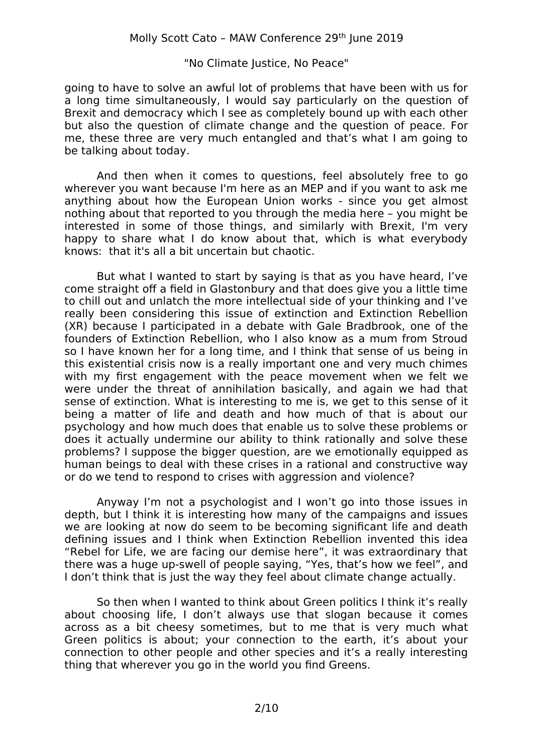going to have to solve an awful lot of problems that have been with us for a long time simultaneously, I would say particularly on the question of Brexit and democracy which I see as completely bound up with each other but also the question of climate change and the question of peace. For me, these three are very much entangled and that's what I am going to be talking about today.

And then when it comes to questions, feel absolutely free to go wherever you want because I'm here as an MEP and if you want to ask me anything about how the European Union works - since you get almost nothing about that reported to you through the media here – you might be interested in some of those things, and similarly with Brexit, I'm very happy to share what I do know about that, which is what everybody knows: that it's all a bit uncertain but chaotic.

But what I wanted to start by saying is that as you have heard, I've come straight off a field in Glastonbury and that does give you a little time to chill out and unlatch the more intellectual side of your thinking and I've really been considering this issue of extinction and Extinction Rebellion (XR) because I participated in a debate with Gale Bradbrook, one of the founders of Extinction Rebellion, who I also know as a mum from Stroud so I have known her for a long time, and I think that sense of us being in this existential crisis now is a really important one and very much chimes with my first engagement with the peace movement when we felt we were under the threat of annihilation basically, and again we had that sense of extinction. What is interesting to me is, we get to this sense of it being a matter of life and death and how much of that is about our psychology and how much does that enable us to solve these problems or does it actually undermine our ability to think rationally and solve these problems? I suppose the bigger question, are we emotionally equipped as human beings to deal with these crises in a rational and constructive way or do we tend to respond to crises with aggression and violence?

Anyway I'm not a psychologist and I won't go into those issues in depth, but I think it is interesting how many of the campaigns and issues we are looking at now do seem to be becoming significant life and death defining issues and I think when Extinction Rebellion invented this idea "Rebel for Life, we are facing our demise here", it was extraordinary that there was a huge up-swell of people saying, "Yes, that's how we feel", and I don't think that is just the way they feel about climate change actually.

So then when I wanted to think about Green politics I think it's really about choosing life, I don't always use that slogan because it comes across as a bit cheesy sometimes, but to me that is very much what Green politics is about; your connection to the earth, it's about your connection to other people and other species and it's a really interesting thing that wherever you go in the world you find Greens.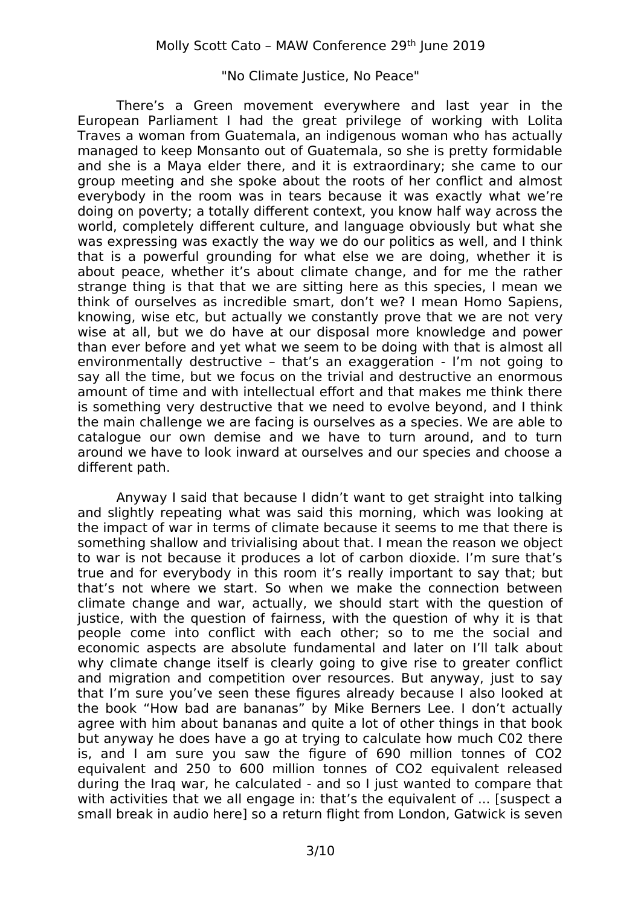Molly Scott Cato – MAW Conference 29th June 2019

"No Climate Justice, No Peace"

There's a Green movement everywhere and last year in the European Parliament I had the great privilege of working with Lolita Traves a woman from Guatemala, an indigenous woman who has actually managed to keep Monsanto out of Guatemala, so she is pretty formidable and she is a Maya elder there, and it is extraordinary; she came to our group meeting and she spoke about the roots of her conflict and almost everybody in the room was in tears because it was exactly what we're doing on poverty; a totally different context, you know half way across the world, completely different culture, and language obviously but what she was expressing was exactly the way we do our politics as well, and I think that is a powerful grounding for what else we are doing, whether it is about peace, whether it's about climate change, and for me the rather strange thing is that that we are sitting here as this species, I mean we think of ourselves as incredible smart, don't we? I mean Homo Sapiens, knowing, wise etc, but actually we constantly prove that we are not very wise at all, but we do have at our disposal more knowledge and power than ever before and yet what we seem to be doing with that is almost all environmentally destructive – that's an exaggeration - I'm not going to say all the time, but we focus on the trivial and destructive an enormous amount of time and with intellectual effort and that makes me think there is something very destructive that we need to evolve beyond, and I think the main challenge we are facing is ourselves as a species. We are able to catalogue our own demise and we have to turn around, and to turn around we have to look inward at ourselves and our species and choose a different path.

Anyway I said that because I didn't want to get straight into talking and slightly repeating what was said this morning, which was looking at the impact of war in terms of climate because it seems to me that there is something shallow and trivialising about that. I mean the reason we object to war is not because it produces a lot of carbon dioxide. I'm sure that's true and for everybody in this room it's really important to say that; but that's not where we start. So when we make the connection between climate change and war, actually, we should start with the question of justice, with the question of fairness, with the question of why it is that people come into conflict with each other; so to me the social and economic aspects are absolute fundamental and later on I'll talk about why climate change itself is clearly going to give rise to greater conflict and migration and competition over resources. But anyway, just to say that I'm sure you've seen these figures already because I also looked at the book "How bad are bananas" by Mike Berners Lee. I don't actually agree with him about bananas and quite a lot of other things in that book but anyway he does have a go at trying to calculate how much C02 there is, and I am sure you saw the figure of 690 million tonnes of CO2 equivalent and 250 to 600 million tonnes of CO2 equivalent released during the Iraq war, he calculated - and so I just wanted to compare that with activities that we all engage in: that's the equivalent of ... [suspect a small break in audio here] so a return flight from London, Gatwick is seven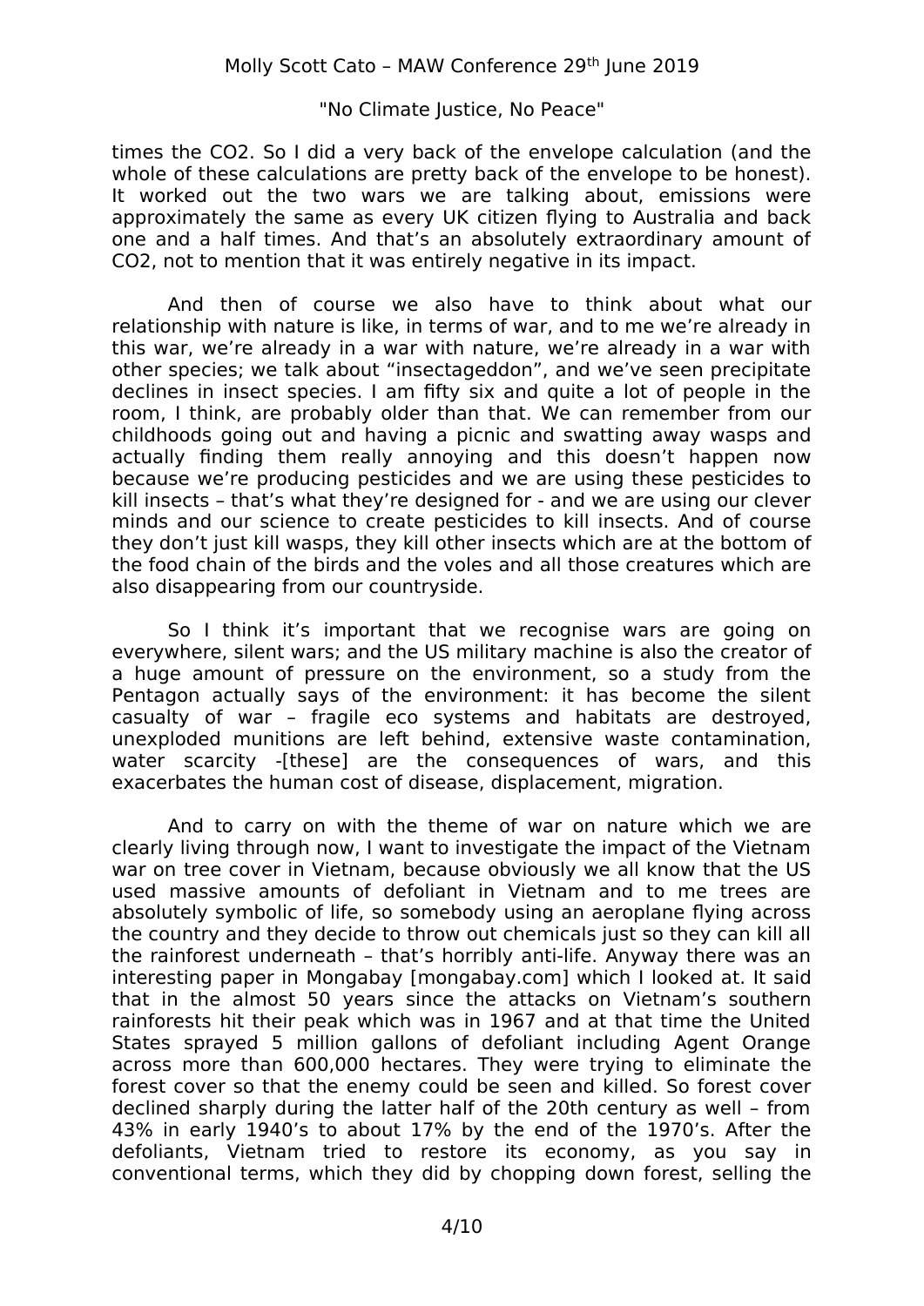times the CO2. So I did a very back of the envelope calculation (and the whole of these calculations are pretty back of the envelope to be honest). It worked out the two wars we are talking about, emissions were approximately the same as every UK citizen flying to Australia and back one and a half times. And that's an absolutely extraordinary amount of CO2, not to mention that it was entirely negative in its impact.

And then of course we also have to think about what our relationship with nature is like, in terms of war, and to me we're already in this war, we're already in a war with nature, we're already in a war with other species; we talk about "insectageddon", and we've seen precipitate declines in insect species. I am fifty six and quite a lot of people in the room, I think, are probably older than that. We can remember from our childhoods going out and having a picnic and swatting away wasps and actually finding them really annoying and this doesn't happen now because we're producing pesticides and we are using these pesticides to kill insects – that's what they're designed for - and we are using our clever minds and our science to create pesticides to kill insects. And of course they don't just kill wasps, they kill other insects which are at the bottom of the food chain of the birds and the voles and all those creatures which are also disappearing from our countryside.

So I think it's important that we recognise wars are going on everywhere, silent wars; and the US military machine is also the creator of a huge amount of pressure on the environment, so a study from the Pentagon actually says of the environment: it has become the silent casualty of war – fragile eco systems and habitats are destroyed, unexploded munitions are left behind, extensive waste contamination, water scarcity -[these] are the consequences of wars, and this exacerbates the human cost of disease, displacement, migration.

And to carry on with the theme of war on nature which we are clearly living through now, I want to investigate the impact of the Vietnam war on tree cover in Vietnam, because obviously we all know that the US used massive amounts of defoliant in Vietnam and to me trees are absolutely symbolic of life, so somebody using an aeroplane flying across the country and they decide to throw out chemicals just so they can kill all the rainforest underneath – that's horribly anti-life. Anyway there was an interesting paper in Mongabay [mongabay.com] which I looked at. It said that in the almost 50 years since the attacks on Vietnam's southern rainforests hit their peak which was in 1967 and at that time the United States sprayed 5 million gallons of defoliant including Agent Orange across more than 600,000 hectares. They were trying to eliminate the forest cover so that the enemy could be seen and killed. So forest cover declined sharply during the latter half of the 20th century as well – from 43% in early 1940's to about 17% by the end of the 1970's. After the defoliants, Vietnam tried to restore its economy, as you say in conventional terms, which they did by chopping down forest, selling the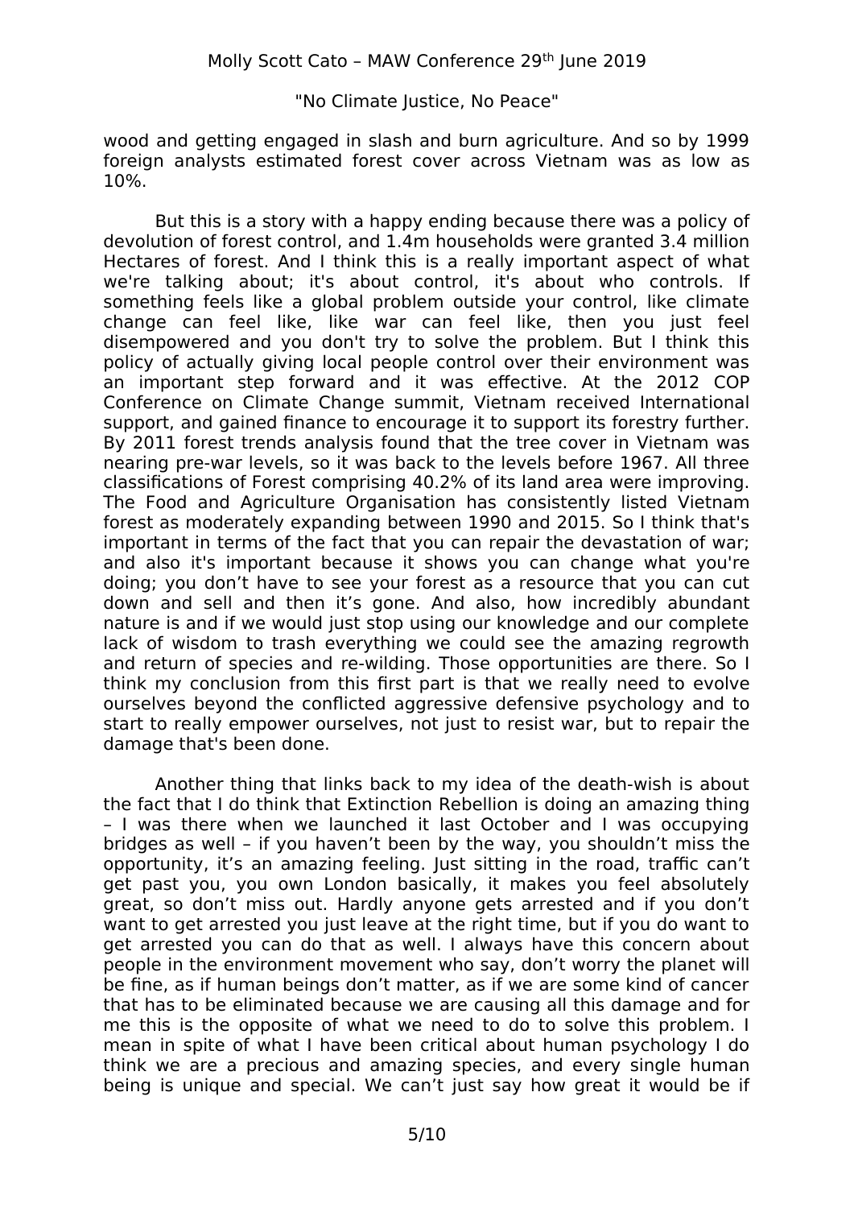wood and getting engaged in slash and burn agriculture. And so by 1999 foreign analysts estimated forest cover across Vietnam was as low as 10%.

But this is a story with a happy ending because there was a policy of devolution of forest control, and 1.4m households were granted 3.4 million Hectares of forest. And I think this is a really important aspect of what we're talking about; it's about control, it's about who controls. If something feels like a global problem outside your control, like climate change can feel like, like war can feel like, then you just feel disempowered and you don't try to solve the problem. But I think this policy of actually giving local people control over their environment was an important step forward and it was effective. At the 2012 COP Conference on Climate Change summit, Vietnam received International support, and gained finance to encourage it to support its forestry further. By 2011 forest trends analysis found that the tree cover in Vietnam was nearing pre-war levels, so it was back to the levels before 1967. All three classifications of Forest comprising 40.2% of its land area were improving. The Food and Agriculture Organisation has consistently listed Vietnam forest as moderately expanding between 1990 and 2015. So I think that's important in terms of the fact that you can repair the devastation of war; and also it's important because it shows you can change what you're doing; you don't have to see your forest as a resource that you can cut down and sell and then it's gone. And also, how incredibly abundant nature is and if we would just stop using our knowledge and our complete lack of wisdom to trash everything we could see the amazing regrowth and return of species and re-wilding. Those opportunities are there. So I think my conclusion from this first part is that we really need to evolve ourselves beyond the conflicted aggressive defensive psychology and to start to really empower ourselves, not just to resist war, but to repair the damage that's been done.

Another thing that links back to my idea of the death-wish is about the fact that I do think that Extinction Rebellion is doing an amazing thing – I was there when we launched it last October and I was occupying bridges as well – if you haven't been by the way, you shouldn't miss the opportunity, it's an amazing feeling. Just sitting in the road, traffic can't get past you, you own London basically, it makes you feel absolutely great, so don't miss out. Hardly anyone gets arrested and if you don't want to get arrested you just leave at the right time, but if you do want to get arrested you can do that as well. I always have this concern about people in the environment movement who say, don't worry the planet will be fine, as if human beings don't matter, as if we are some kind of cancer that has to be eliminated because we are causing all this damage and for me this is the opposite of what we need to do to solve this problem. I mean in spite of what I have been critical about human psychology I do think we are a precious and amazing species, and every single human being is unique and special. We can't just say how great it would be if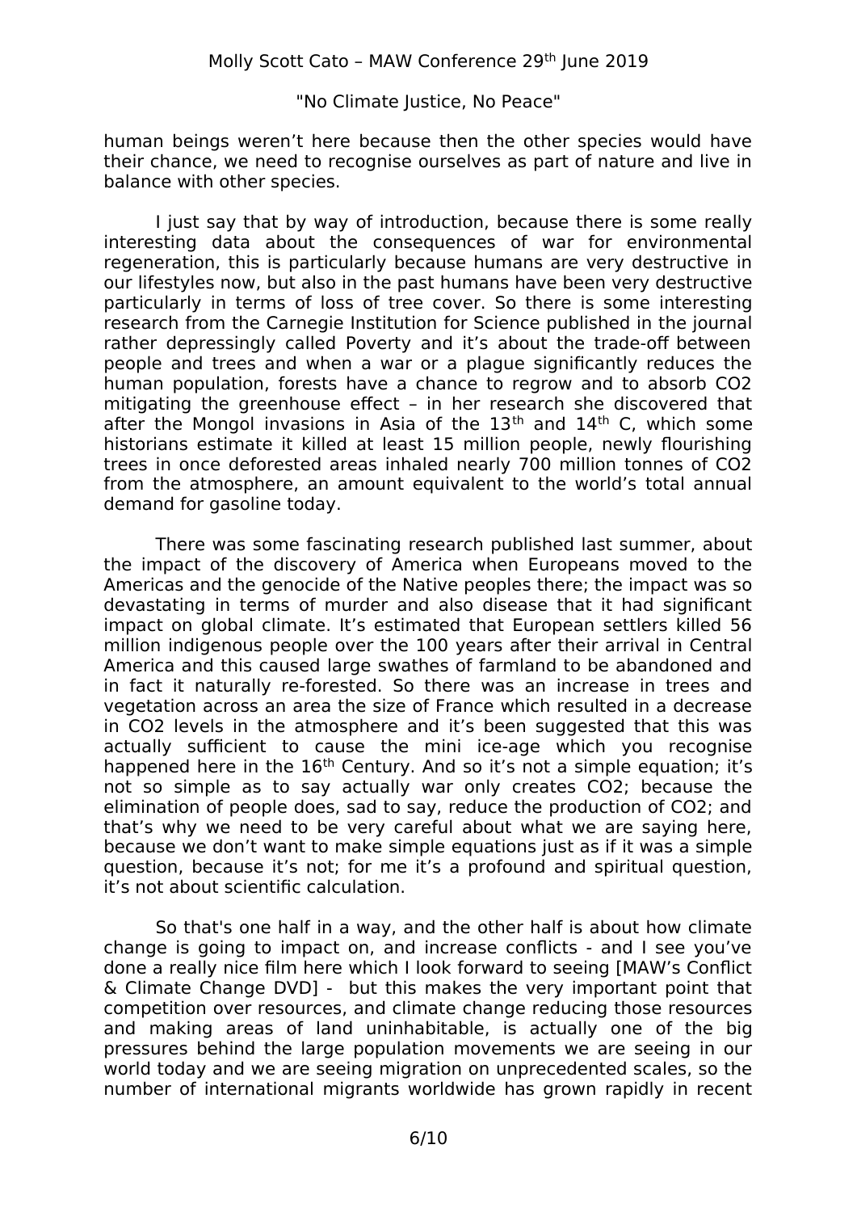human beings weren't here because then the other species would have their chance, we need to recognise ourselves as part of nature and live in balance with other species.

I just say that by way of introduction, because there is some really interesting data about the consequences of war for environmental regeneration, this is particularly because humans are very destructive in our lifestyles now, but also in the past humans have been very destructive particularly in terms of loss of tree cover. So there is some interesting research from the Carnegie Institution for Science published in the journal rather depressingly called Poverty and it's about the trade-off between people and trees and when a war or a plague significantly reduces the human population, forests have a chance to regrow and to absorb CO2 mitigating the greenhouse effect – in her research she discovered that after the Mongol invasions in Asia of the 13th and 14th C, which some historians estimate it killed at least 15 million people, newly flourishing trees in once deforested areas inhaled nearly 700 million tonnes of CO2 from the atmosphere, an amount equivalent to the world's total annual demand for gasoline today.

There was some fascinating research published last summer, about the impact of the discovery of America when Europeans moved to the Americas and the genocide of the Native peoples there; the impact was so devastating in terms of murder and also disease that it had significant impact on global climate. It's estimated that European settlers killed 56 million indigenous people over the 100 years after their arrival in Central America and this caused large swathes of farmland to be abandoned and in fact it naturally re-forested. So there was an increase in trees and vegetation across an area the size of France which resulted in a decrease in CO2 levels in the atmosphere and it's been suggested that this was actually sufficient to cause the mini ice-age which you recognise happened here in the 16th Century. And so it's not a simple equation; it's not so simple as to say actually war only creates CO2; because the elimination of people does, sad to say, reduce the production of CO2; and that's why we need to be very careful about what we are saying here, because we don't want to make simple equations just as if it was a simple question, because it's not; for me it's a profound and spiritual question, it's not about scientific calculation.

So that's one half in a way, and the other half is about how climate change is going to impact on, and increase conflicts - and I see you've done a really nice film here which I look forward to seeing [MAW's Conflict & Climate Change DVD] - but this makes the very important point that competition over resources, and climate change reducing those resources and making areas of land uninhabitable, is actually one of the big pressures behind the large population movements we are seeing in our world today and we are seeing migration on unprecedented scales, so the number of international migrants worldwide has grown rapidly in recent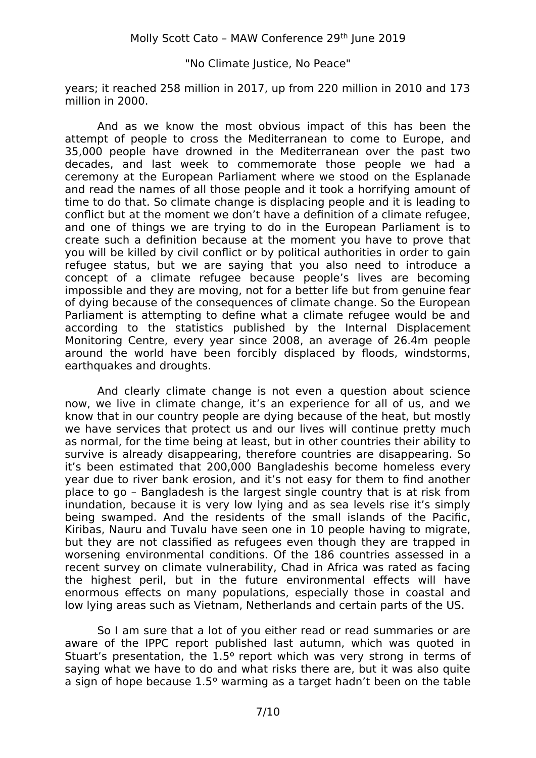years; it reached 258 million in 2017, up from 220 million in 2010 and 173 million in 2000.

And as we know the most obvious impact of this has been the attempt of people to cross the Mediterranean to come to Europe, and 35,000 people have drowned in the Mediterranean over the past two decades, and last week to commemorate those people we had a ceremony at the European Parliament where we stood on the Esplanade and read the names of all those people and it took a horrifying amount of time to do that. So climate change is displacing people and it is leading to conflict but at the moment we don't have a definition of a climate refugee, and one of things we are trying to do in the European Parliament is to create such a definition because at the moment you have to prove that you will be killed by civil conflict or by political authorities in order to gain refugee status, but we are saying that you also need to introduce a concept of a climate refugee because people's lives are becoming impossible and they are moving, not for a better life but from genuine fear of dying because of the consequences of climate change. So the European Parliament is attempting to define what a climate refugee would be and according to the statistics published by the Internal Displacement Monitoring Centre, every year since 2008, an average of 26.4m people around the world have been forcibly displaced by floods, windstorms, earthquakes and droughts.

And clearly climate change is not even a question about science now, we live in climate change, it's an experience for all of us, and we know that in our country people are dying because of the heat, but mostly we have services that protect us and our lives will continue pretty much as normal, for the time being at least, but in other countries their ability to survive is already disappearing, therefore countries are disappearing. So it's been estimated that 200,000 Bangladeshis become homeless every year due to river bank erosion, and it's not easy for them to find another place to go – Bangladesh is the largest single country that is at risk from inundation, because it is very low lying and as sea levels rise it's simply being swamped. And the residents of the small islands of the Pacific, Kiribas, Nauru and Tuvalu have seen one in 10 people having to migrate, but they are not classified as refugees even though they are trapped in worsening environmental conditions. Of the 186 countries assessed in a recent survey on climate vulnerability, Chad in Africa was rated as facing the highest peril, but in the future environmental effects will have enormous effects on many populations, especially those in coastal and low lying areas such as Vietnam, Netherlands and certain parts of the US.

So I am sure that a lot of you either read or read summaries or are aware of the IPPC report published last autumn, which was quoted in Stuart's presentation, the 1.5° report which was very strong in terms of saying what we have to do and what risks there are, but it was also quite a sign of hope because 1.5° warming as a target hadn't been on the table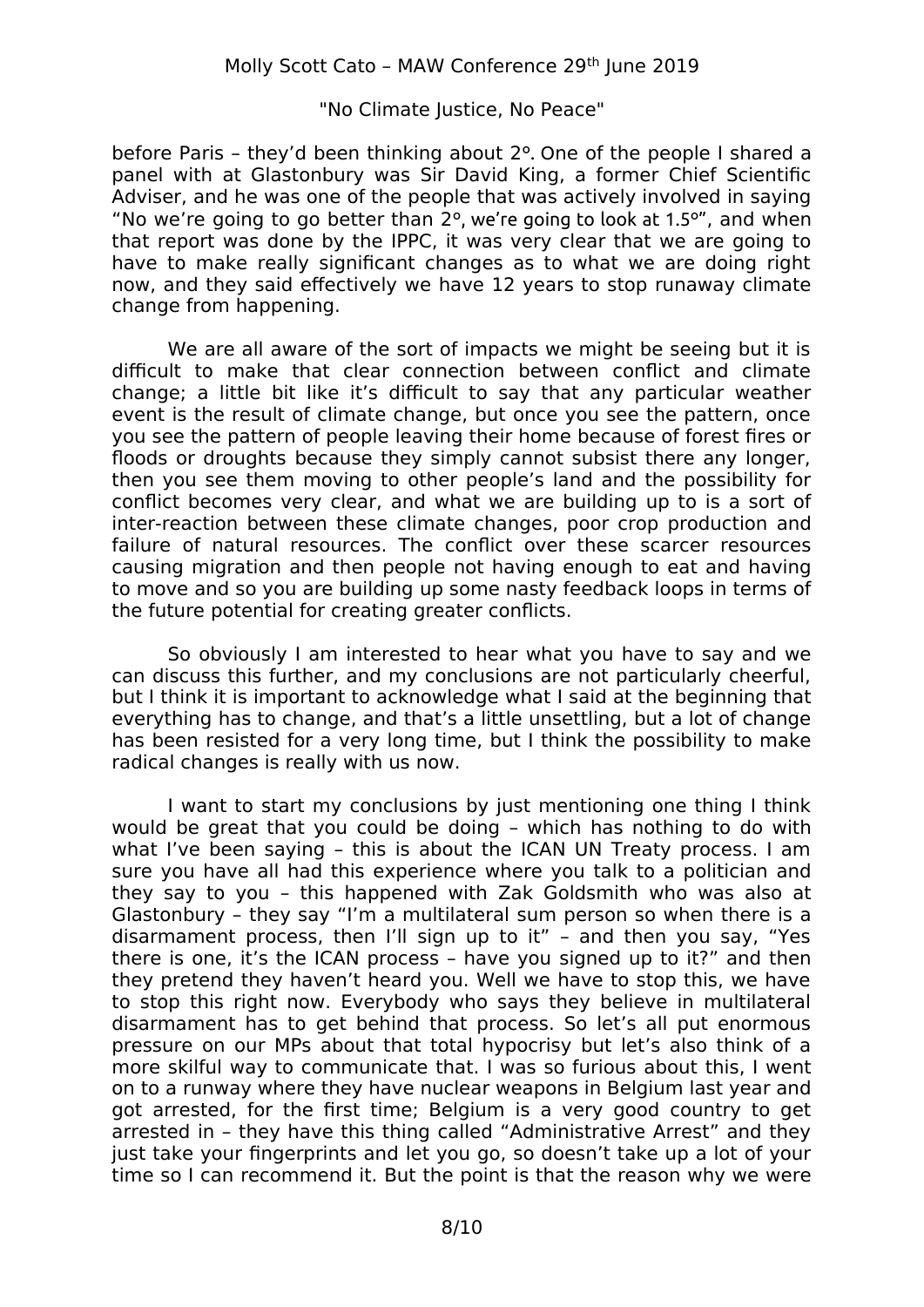before Paris – they'd been thinking about 2º. One of the people I shared a panel with at Glastonbury was Sir David King, a former Chief Scientific Adviser, and he was one of the people that was actively involved in saying "No we're going to go better than 2º, we're going to look at 1.5º", and when that report was done by the IPPC, it was very clear that we are going to have to make really significant changes as to what we are doing right now, and they said effectively we have 12 years to stop runaway climate change from happening.

We are all aware of the sort of impacts we might be seeing but it is difficult to make that clear connection between conflict and climate change; a little bit like it's difficult to say that any particular weather event is the result of climate change, but once you see the pattern, once you see the pattern of people leaving their home because of forest fires or floods or droughts because they simply cannot subsist there any longer, then you see them moving to other people's land and the possibility for conflict becomes very clear, and what we are building up to is a sort of inter-reaction between these climate changes, poor crop production and failure of natural resources. The conflict over these scarcer resources causing migration and then people not having enough to eat and having to move and so you are building up some nasty feedback loops in terms of the future potential for creating greater conflicts.

So obviously I am interested to hear what you have to say and we can discuss this further, and my conclusions are not particularly cheerful, but I think it is important to acknowledge what I said at the beginning that everything has to change, and that's a little unsettling, but a lot of change has been resisted for a very long time, but I think the possibility to make radical changes is really with us now.

I want to start my conclusions by just mentioning one thing I think would be great that you could be doing – which has nothing to do with what I've been saying – this is about the ICAN UN Treaty process. I am sure you have all had this experience where you talk to a politician and they say to you – this happened with Zak Goldsmith who was also at Glastonbury – they say "I'm a multilateral sum person so when there is a disarmament process, then I'll sign up to it" – and then you say, "Yes there is one, it's the ICAN process – have you signed up to it?" and then they pretend they haven't heard you. Well we have to stop this, we have to stop this right now. Everybody who says they believe in multilateral disarmament has to get behind that process. So let's all put enormous pressure on our MPs about that total hypocrisy but let's also think of a more skilful way to communicate that. I was so furious about this, I went on to a runway where they have nuclear weapons in Belgium last year and got arrested, for the first time; Belgium is a very good country to get arrested in – they have this thing called "Administrative Arrest" and they just take your fingerprints and let you go, so doesn't take up a lot of your time so I can recommend it. But the point is that the reason why we were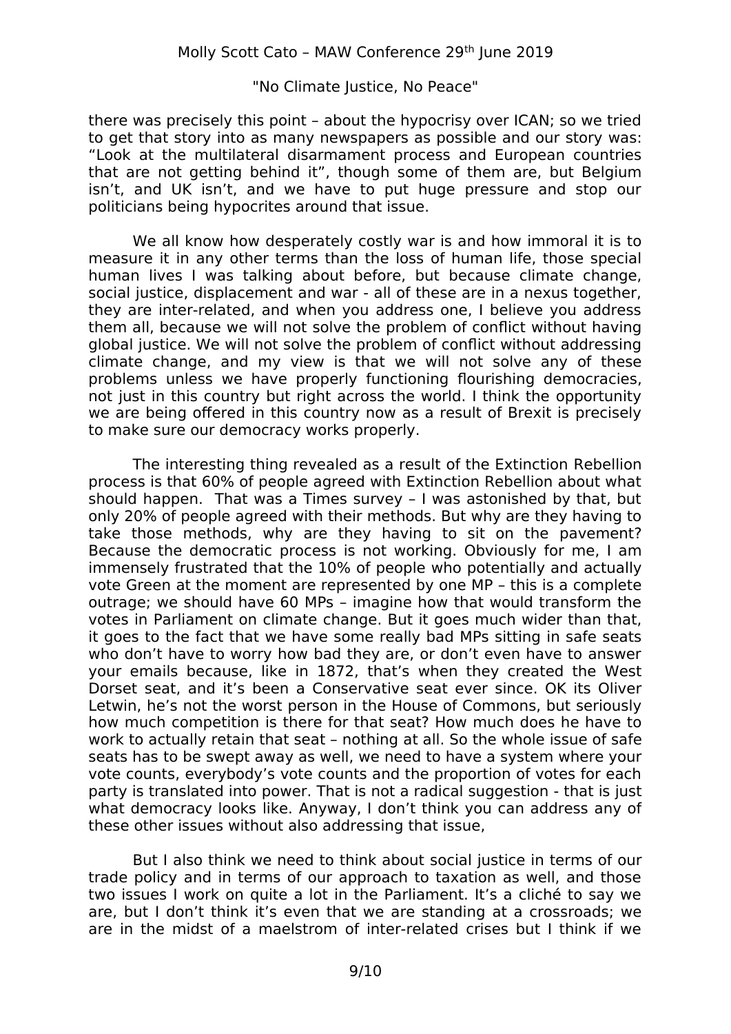there was precisely this point – about the hypocrisy over ICAN; so we tried to get that story into as many newspapers as possible and our story was: "Look at the multilateral disarmament process and European countries that are not getting behind it", though some of them are, but Belgium isn't, and UK isn't, and we have to put huge pressure and stop our politicians being hypocrites around that issue.

We all know how desperately costly war is and how immoral it is to measure it in any other terms than the loss of human life, those special human lives I was talking about before, but because climate change, social justice, displacement and war - all of these are in a nexus together, they are inter-related, and when you address one, I believe you address them all, because we will not solve the problem of conflict without having global justice. We will not solve the problem of conflict without addressing climate change, and my view is that we will not solve any of these problems unless we have properly functioning flourishing democracies, not just in this country but right across the world. I think the opportunity we are being offered in this country now as a result of Brexit is precisely to make sure our democracy works properly.

The interesting thing revealed as a result of the Extinction Rebellion process is that 60% of people agreed with Extinction Rebellion about what should happen. That was a Times survey – I was astonished by that, but only 20% of people agreed with their methods. But why are they having to take those methods, why are they having to sit on the pavement? Because the democratic process is not working. Obviously for me, I am immensely frustrated that the 10% of people who potentially and actually vote Green at the moment are represented by one MP – this is a complete outrage; we should have 60 MPs – imagine how that would transform the votes in Parliament on climate change. But it goes much wider than that, it goes to the fact that we have some really bad MPs sitting in safe seats who don't have to worry how bad they are, or don't even have to answer your emails because, like in 1872, that's when they created the West Dorset seat, and it's been a Conservative seat ever since. OK its Oliver Letwin, he's not the worst person in the House of Commons, but seriously how much competition is there for that seat? How much does he have to work to actually retain that seat – nothing at all. So the whole issue of safe seats has to be swept away as well, we need to have a system where your vote counts, everybody's vote counts and the proportion of votes for each party is translated into power. That is not a radical suggestion - that is just what democracy looks like. Anyway, I don't think you can address any of these other issues without also addressing that issue,

But I also think we need to think about social justice in terms of our trade policy and in terms of our approach to taxation as well, and those two issues I work on quite a lot in the Parliament. It's a cliché to say we are, but I don't think it's even that we are standing at a crossroads; we are in the midst of a maelstrom of inter-related crises but I think if we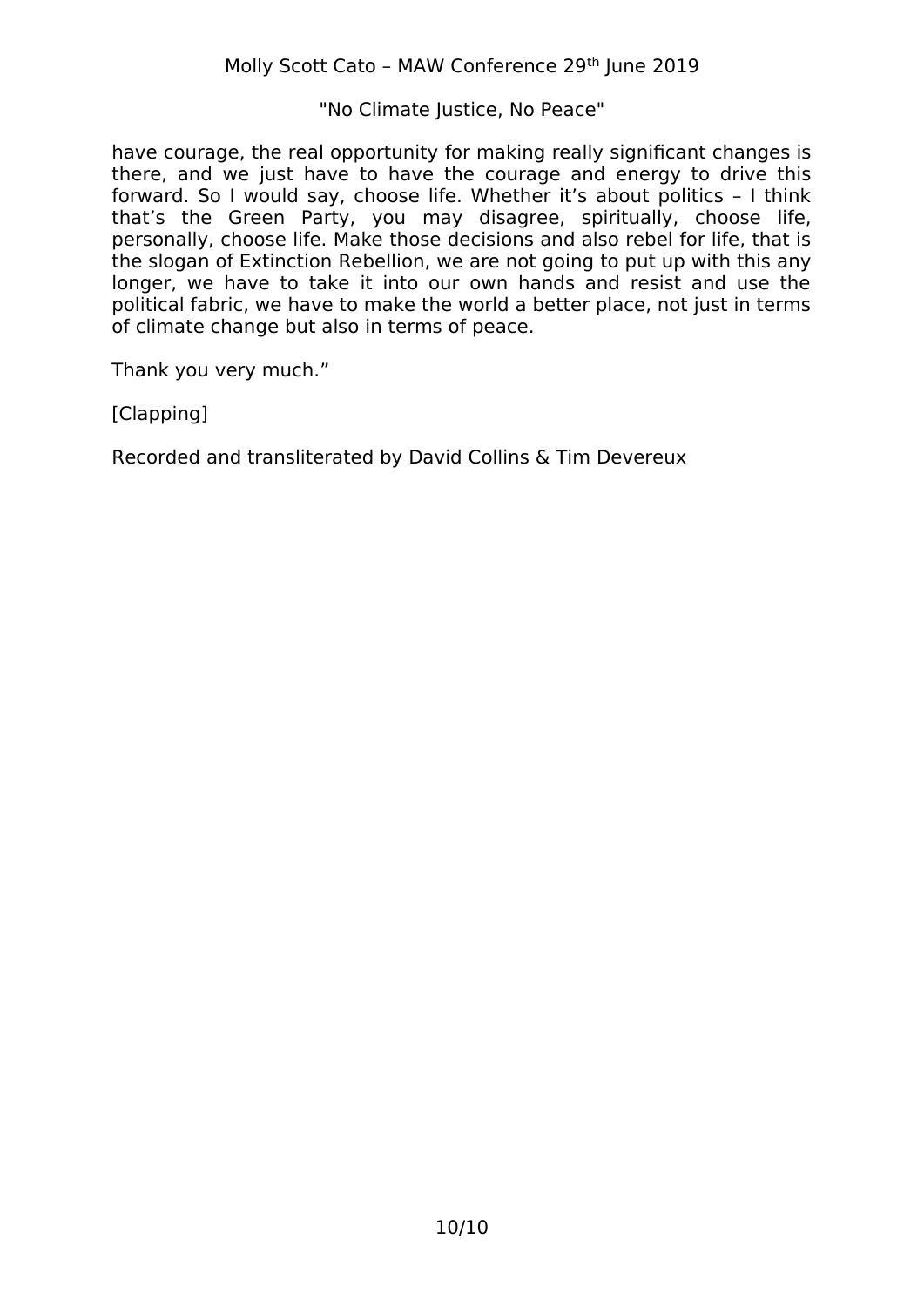have courage, the real opportunity for making really significant changes is there, and we just have to have the courage and energy to drive this forward. So I would say, choose life. Whether it's about politics – I think that's the Green Party, you may disagree, spiritually, choose life, personally, choose life. Make those decisions and also rebel for life, that is the slogan of Extinction Rebellion, we are not going to put up with this any longer, we have to take it into our own hands and resist and use the political fabric, we have to make the world a better place, not just in terms of climate change but also in terms of peace.

Thank you very much."

[Clapping]

Recorded and transliterated by David Collins & Tim Devereux